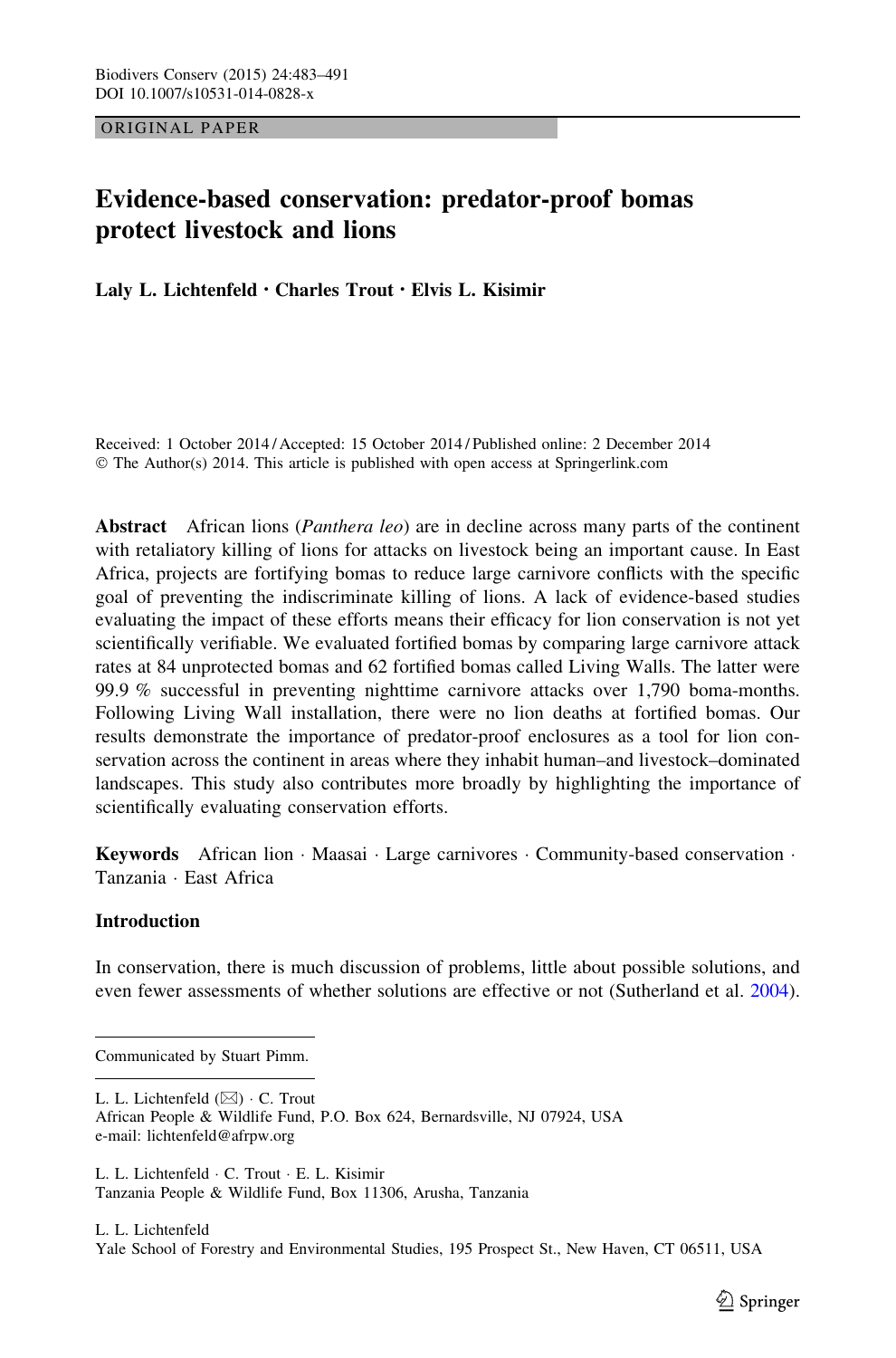ORIGINAL PAPER

# Evidence-based conservation: predator-proof bomas protect livestock and lions

**Laly L. Lichtenfeld · Charles Trout · Elvis L. Kisimir**

Received: 1 October 2014 / Accepted: 15 October 2014 / Published online: 2 December 2014
© The Author(s) 2014. This article is published with open access at Springerlink.com

**Abstract** African lions (*Panthera leo*) are in decline across many parts of the continent with retaliatory killing of lions for attacks on livestock being an important cause. In East Africa, projects are fortifying bomas to reduce large carnivore conflicts with the specific goal of preventing the indiscriminate killing of lions. A lack of evidence-based studies evaluating the impact of these efforts means their efficacy for lion conservation is not yet scientifically verifiable. We evaluated fortified bomas by comparing large carnivore attack rates at 84 unprotected bomas and 62 fortified bomas called Living Walls. The latter were 99.9 % successful in preventing nighttime carnivore attacks over 1,790 boma-months. Following Living Wall installation, there were no lion deaths at fortified bomas. Our results demonstrate the importance of predator-proof enclosures as a tool for lion conservation across the continent in areas where they inhabit human–and livestock–dominated landscapes. This study also contributes more broadly by highlighting the importance of scientifically evaluating conservation efforts.

**Keywords** African lion · Maasai · Large carnivores · Community-based conservation · Tanzania · East Africa

## Introduction

In conservation, there is much discussion of problems, little about possible solutions, and even fewer assessments of whether solutions are effective or not (Sutherland et al. 2004).

---

Communicated by Stuart Pimm.

L. L. Lichtenfeld (✉) · C. Trout
African People & Wildlife Fund, P.O. Box 624, Bernardsville, NJ 07924, USA
e-mail: lichtenfeld@afrpw.org

L. L. Lichtenfeld · C. Trout · E. L. Kisimir
Tanzania People & Wildlife Fund, Box 11306, Arusha, Tanzania

L. L. Lichtenfeld
Yale School of Forestry and Environmental Studies, 195 Prospect St., New Haven, CT 06511, USA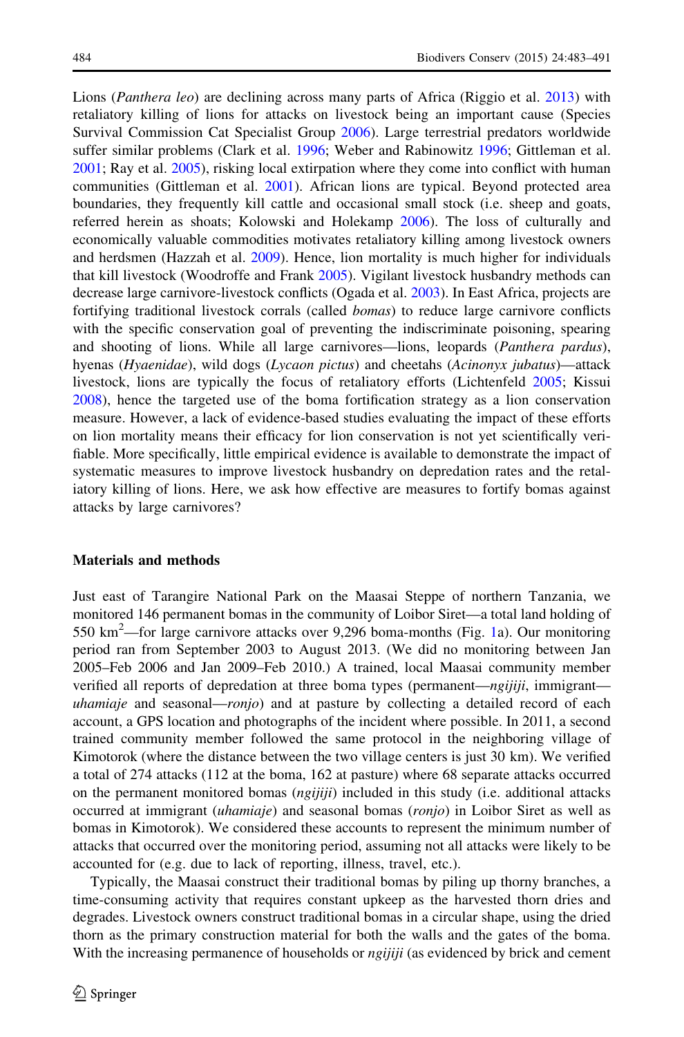Lions (*Panthera leo*) are declining across many parts of Africa (Riggio et al. 2013) with retaliatory killing of lions for attacks on livestock being an important cause (Species Survival Commission Cat Specialist Group 2006). Large terrestrial predators worldwide suffer similar problems (Clark et al. 1996; Weber and Rabinowitz 1996; Gittleman et al. 2001; Ray et al. 2005), risking local extirpation where they come into conflict with human communities (Gittleman et al. 2001). African lions are typical. Beyond protected area boundaries, they frequently kill cattle and occasional small stock (i.e. sheep and goats, referred herein as shoats; Kolowski and Holekamp 2006). The loss of culturally and economically valuable commodities motivates retaliatory killing among livestock owners and herdsmen (Hazzah et al. 2009). Hence, lion mortality is much higher for individuals that kill livestock (Woodroffe and Frank 2005). Vigilant livestock husbandry methods can decrease large carnivore-livestock conflicts (Ogada et al. 2003). In East Africa, projects are fortifying traditional livestock corrals (called *bomas*) to reduce large carnivore conflicts with the specific conservation goal of preventing the indiscriminate poisoning, spearing and shooting of lions. While all large carnivores—lions, leopards (*Panthera pardus*), hyenas (*Hyaenidae*), wild dogs (*Lycaon pictus*) and cheetahs (*Acinonyx jubatus*)—attack livestock, lions are typically the focus of retaliatory efforts (Lichtenfeld 2005; Kissui 2008), hence the targeted use of the boma fortification strategy as a lion conservation measure. However, a lack of evidence-based studies evaluating the impact of these efforts on lion mortality means their efficacy for lion conservation is not yet scientifically verifiable. More specifically, little empirical evidence is available to demonstrate the impact of systematic measures to improve livestock husbandry on depredation rates and the retaliatory killing of lions. Here, we ask how effective are measures to fortify bomas against attacks by large carnivores?

## Materials and methods

Just east of Tarangire National Park on the Maasai Steppe of northern Tanzania, we monitored 146 permanent bomas in the community of Loibor Siret—a total land holding of 550 km$^2$—for large carnivore attacks over 9,296 boma-months (Fig. 1a). Our monitoring period ran from September 2003 to August 2013. (We did no monitoring between Jan 2005–Feb 2006 and Jan 2009–Feb 2010.) A trained, local Maasai community member verified all reports of depredation at three boma types (permanent—*ngijiji*, immigrant—*uhamiaje* and seasonal—*ronjo*) and at pasture by collecting a detailed record of each account, a GPS location and photographs of the incident where possible. In 2011, a second trained community member followed the same protocol in the neighboring village of Kimotorok (where the distance between the two village centers is just 30 km). We verified a total of 274 attacks (112 at the boma, 162 at pasture) where 68 separate attacks occurred on the permanent monitored bomas (*ngijiji*) included in this study (i.e. additional attacks occurred at immigrant (*uhamiaje*) and seasonal bomas (*ronjo*) in Loibor Siret as well as bomas in Kimotorok). We considered these accounts to represent the minimum number of attacks that occurred over the monitoring period, assuming not all attacks were likely to be accounted for (e.g. due to lack of reporting, illness, travel, etc.).

Typically, the Maasai construct their traditional bomas by piling up thorny branches, a time-consuming activity that requires constant upkeep as the harvested thorn dries and degrades. Livestock owners construct traditional bomas in a circular shape, using the dried thorn as the primary construction material for both the walls and the gates of the boma. With the increasing permanence of households or *ngijiji* (as evidenced by brick and cement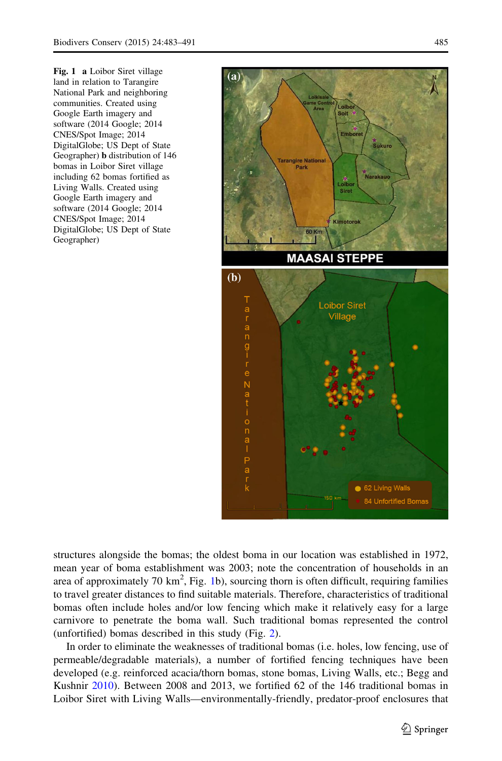**Fig. 1** **a** Loibor Siret village land in relation to Tarangire National Park and neighboring communities. Created using Google Earth imagery and software (2014 Google; 2014 CNES/Spot Image; 2014 DigitalGlobe; US Dept of State Geographer) **b** distribution of 146 bomas in Loibor Siret village including 62 bomas fortified as Living Walls. Created using Google Earth imagery and software (2014 Google; 2014 CNES/Spot Image; 2014 DigitalGlobe; US Dept of State Geographer)

structures alongside the bomas; the oldest boma in our location was established in 1972, mean year of boma establishment was 2003; note the concentration of households in an area of approximately 70 km$^2$, Fig. 1b), sourcing thorn is often difficult, requiring families to travel greater distances to find suitable materials. Therefore, characteristics of traditional bomas often include holes and/or low fencing which make it relatively easy for a large carnivore to penetrate the boma wall. Such traditional bomas represented the control (unfortified) bomas described in this study (Fig. 2).

In order to eliminate the weaknesses of traditional bomas (i.e. holes, low fencing, use of permeable/degradable materials), a number of fortified fencing techniques have been developed (e.g. reinforced acacia/thorn bomas, stone bomas, Living Walls, etc.; Begg and Kushnir 2010). Between 2008 and 2013, we fortified 62 of the 146 traditional bomas in Loibor Siret with Living Walls—environmentally-friendly, predator-proof enclosures that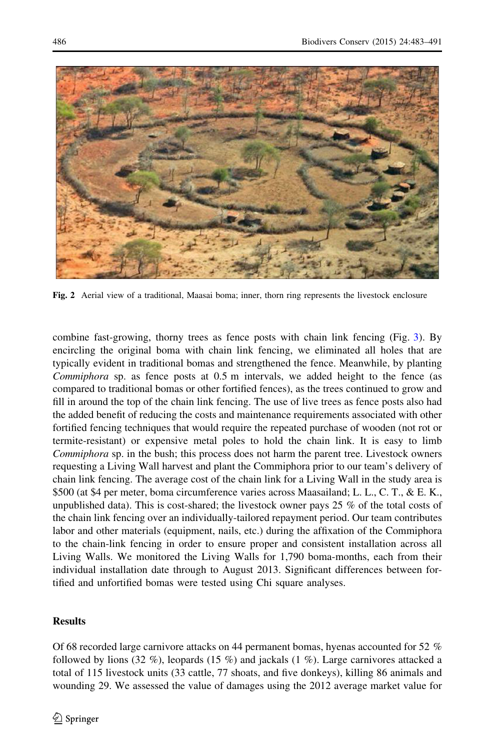Fig. 2 Aerial view of a traditional, Maasai boma; inner, thorn ring represents the livestock enclosure

combine fast-growing, thorny trees as fence posts with chain link fencing (Fig. 3). By encircling the original boma with chain link fencing, we eliminated all holes that are typically evident in traditional bomas and strengthened the fence. Meanwhile, by planting *Commiphora* sp. as fence posts at 0.5 m intervals, we added height to the fence (as compared to traditional bomas or other fortified fences), as the trees continued to grow and fill in around the top of the chain link fencing. The use of live trees as fence posts also had the added benefit of reducing the costs and maintenance requirements associated with other fortified fencing techniques that would require the repeated purchase of wooden (not rot or termite-resistant) or expensive metal poles to hold the chain link. It is easy to limb *Commiphora* sp. in the bush; this process does not harm the parent tree. Livestock owners requesting a Living Wall harvest and plant the Commiphora prior to our team's delivery of chain link fencing. The average cost of the chain link for a Living Wall in the study area is \$500 (at \$4 per meter, boma circumference varies across Maasailand; L. L., C. T., & E. K., unpublished data). This is cost-shared; the livestock owner pays 25 % of the total costs of the chain link fencing over an individually-tailored repayment period. Our team contributes labor and other materials (equipment, nails, etc.) during the affixation of the Commiphora to the chain-link fencing in order to ensure proper and consistent installation across all Living Walls. We monitored the Living Walls for 1,790 boma-months, each from their individual installation date through to August 2013. Significant differences between fortified and unfortified bomas were tested using Chi square analyses.

## Results

Of 68 recorded large carnivore attacks on 44 permanent bomas, hyenas accounted for 52 % followed by lions (32 %), leopards (15 %) and jackals (1 %). Large carnivores attacked a total of 115 livestock units (33 cattle, 77 shoats, and five donkeys), killing 86 animals and wounding 29. We assessed the value of damages using the 2012 average market value for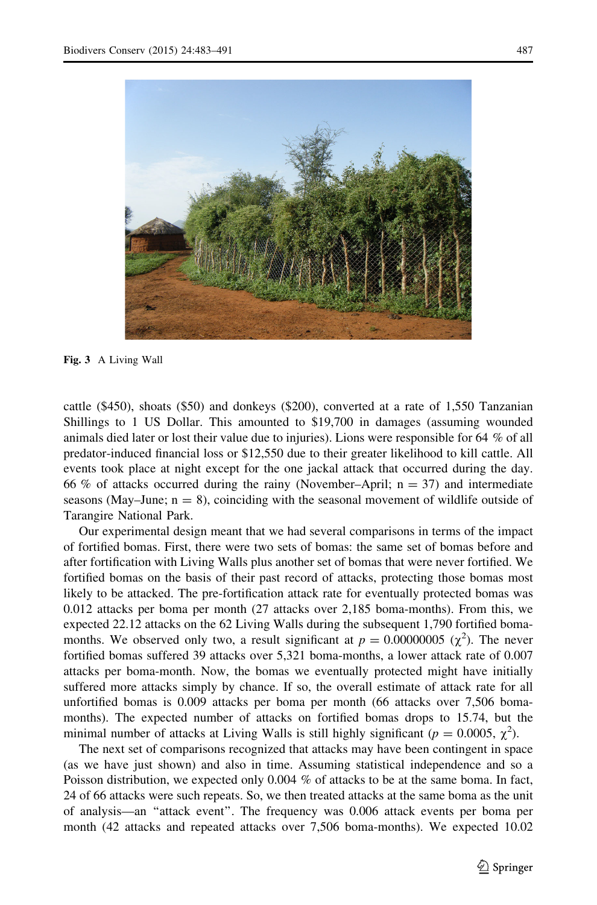Fig. 3 A Living Wall

cattle (\$450), shoats (\$50) and donkeys (\$200), converted at a rate of 1,550 Tanzanian Shillings to 1 US Dollar. This amounted to \$19,700 in damages (assuming wounded animals died later or lost their value due to injuries). Lions were responsible for 64 % of all predator-induced financial loss or \$12,550 due to their greater likelihood to kill cattle. All events took place at night except for the one jackal attack that occurred during the day. 66 % of attacks occurred during the rainy (November–April; n = 37) and intermediate seasons (May–June; n = 8), coinciding with the seasonal movement of wildlife outside of Tarangire National Park.

Our experimental design meant that we had several comparisons in terms of the impact of fortified bomas. First, there were two sets of bomas: the same set of bomas before and after fortification with Living Walls plus another set of bomas that were never fortified. We fortified bomas on the basis of their past record of attacks, protecting those bomas most likely to be attacked. The pre-fortification attack rate for eventually protected bomas was 0.012 attacks per boma per month (27 attacks over 2,185 boma-months). From this, we expected 22.12 attacks on the 62 Living Walls during the subsequent 1,790 fortified boma-months. We observed only two, a result significant at $p = 0.00000005$ ($\chi^2$). The never fortified bomas suffered 39 attacks over 5,321 boma-months, a lower attack rate of 0.007 attacks per boma-month. Now, the bomas we eventually protected might have initially suffered more attacks simply by chance. If so, the overall estimate of attack rate for all unfortified bomas is 0.009 attacks per boma per month (66 attacks over 7,506 boma-months). The expected number of attacks on fortified bomas drops to 15.74, but the minimal number of attacks at Living Walls is still highly significant ($p = 0.0005$, $\chi^2$).

The next set of comparisons recognized that attacks may have been contingent in space (as we have just shown) and also in time. Assuming statistical independence and so a Poisson distribution, we expected only 0.004 % of attacks to be at the same boma. In fact, 24 of 66 attacks were such repeats. So, we then treated attacks at the same boma as the unit of analysis—an "attack event". The frequency was 0.006 attack events per boma per month (42 attacks and repeated attacks over 7,506 boma-months). We expected 10.02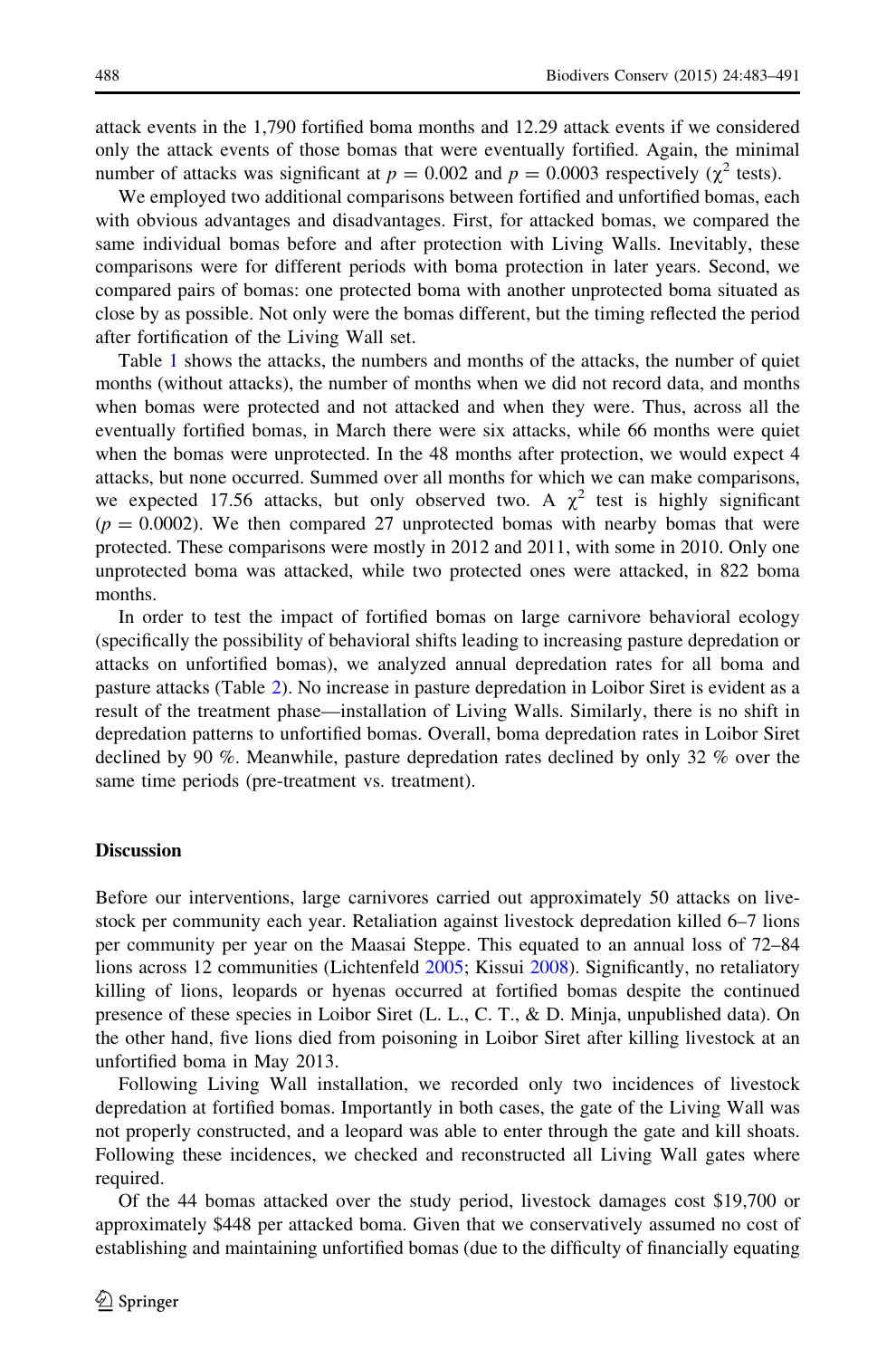attack events in the 1,790 fortified boma months and 12.29 attack events if we considered only the attack events of those bomas that were eventually fortified. Again, the minimal number of attacks was significant at $p = 0.002$ and $p = 0.0003$ respectively ($\chi^2$ tests).

We employed two additional comparisons between fortified and unfortified bomas, each with obvious advantages and disadvantages. First, for attacked bomas, we compared the same individual bomas before and after protection with Living Walls. Inevitably, these comparisons were for different periods with boma protection in later years. Second, we compared pairs of bomas: one protected boma with another unprotected boma situated as close by as possible. Not only were the bomas different, but the timing reflected the period after fortification of the Living Wall set.

Table 1 shows the attacks, the numbers and months of the attacks, the number of quiet months (without attacks), the number of months when we did not record data, and months when bomas were protected and not attacked and when they were. Thus, across all the eventually fortified bomas, in March there were six attacks, while 66 months were quiet when the bomas were unprotected. In the 48 months after protection, we would expect 4 attacks, but none occurred. Summed over all months for which we can make comparisons, we expected 17.56 attacks, but only observed two. A $\chi^2$ test is highly significant ($p = 0.0002$). We then compared 27 unprotected bomas with nearby bomas that were protected. These comparisons were mostly in 2012 and 2011, with some in 2010. Only one unprotected boma was attacked, while two protected ones were attacked, in 822 boma months.

In order to test the impact of fortified bomas on large carnivore behavioral ecology (specifically the possibility of behavioral shifts leading to increasing pasture depredation or attacks on unfortified bomas), we analyzed annual depredation rates for all boma and pasture attacks (Table 2). No increase in pasture depredation in Loibor Siret is evident as a result of the treatment phase—installation of Living Walls. Similarly, there is no shift in depredation patterns to unfortified bomas. Overall, boma depredation rates in Loibor Siret declined by 90 %. Meanwhile, pasture depredation rates declined by only 32 % over the same time periods (pre-treatment vs. treatment).

## Discussion

Before our interventions, large carnivores carried out approximately 50 attacks on livestock per community each year. Retaliation against livestock depredation killed 6–7 lions per community per year on the Maasai Steppe. This equated to an annual loss of 72–84 lions across 12 communities (Lichtenfeld 2005; Kissui 2008). Significantly, no retaliatory killing of lions, leopards or hyenas occurred at fortified bomas despite the continued presence of these species in Loibor Siret (L. L., C. T., & D. Minja, unpublished data). On the other hand, five lions died from poisoning in Loibor Siret after killing livestock at an unfortified boma in May 2013.

Following Living Wall installation, we recorded only two incidences of livestock depredation at fortified bomas. Importantly in both cases, the gate of the Living Wall was not properly constructed, and a leopard was able to enter through the gate and kill shoats. Following these incidences, we checked and reconstructed all Living Wall gates where required.

Of the 44 bomas attacked over the study period, livestock damages cost $19,700 or approximately $448 per attacked boma. Given that we conservatively assumed no cost of establishing and maintaining unfortified bomas (due to the difficulty of financially equating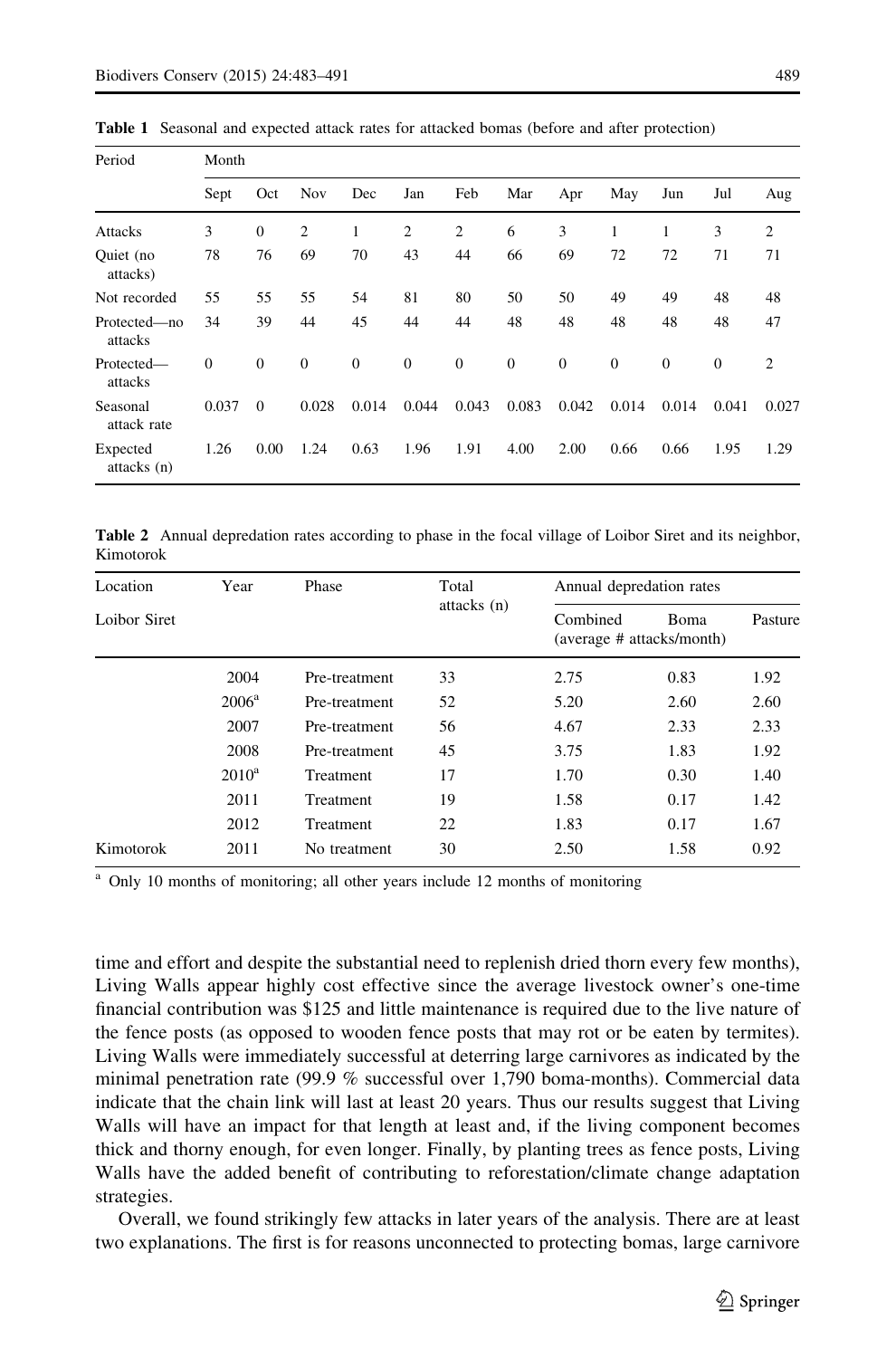**Table 1** Seasonal and expected attack rates for attacked bomas (before and after protection)

| Period | Month | | | | | | | | | | | |
|---|---|---|---|---|---|---|---|---|---|---|---|---|
| | Sept | Oct | Nov | Dec | Jan | Feb | Mar | Apr | May | Jun | Jul | Aug |
| Attacks | 3 | 0 | 2 | 1 | 2 | 2 | 6 | 3 | 1 | 1 | 3 | 2 |
| Quiet (no attacks) | 78 | 76 | 69 | 70 | 43 | 44 | 66 | 69 | 72 | 72 | 71 | 71 |
| Not recorded | 55 | 55 | 55 | 54 | 81 | 80 | 50 | 50 | 49 | 49 | 48 | 48 |
| Protected—no attacks | 34 | 39 | 44 | 45 | 44 | 44 | 48 | 48 | 48 | 48 | 48 | 47 |
| Protected—attacks | 0 | 0 | 0 | 0 | 0 | 0 | 0 | 0 | 0 | 0 | 0 | 2 |
| Seasonal attack rate | 0.037 | 0 | 0.028 | 0.014 | 0.044 | 0.043 | 0.083 | 0.042 | 0.014 | 0.014 | 0.041 | 0.027 |
| Expected attacks (n) | 1.26 | 0.00 | 1.24 | 0.63 | 1.96 | 1.91 | 4.00 | 2.00 | 0.66 | 0.66 | 1.95 | 1.29 |

**Table 2** Annual depredation rates according to phase in the focal village of Loibor Siret and its neighbor, Kimotorok

| Location | Year | Phase | Total attacks (n) | Annual depredation rates | | |
|---|---|---|---|---|---|---|
| Loibor Siret | | | | Combined (average # attacks/month) | Boma | Pasture |
| | 2004 | Pre-treatment | 33 | 2.75 | 0.83 | 1.92 |
| | 2006[a] | Pre-treatment | 52 | 5.20 | 2.60 | 2.60 |
| | 2007 | Pre-treatment | 56 | 4.67 | 2.33 | 2.33 |
| | 2008 | Pre-treatment | 45 | 3.75 | 1.83 | 1.92 |
| | 2010[a] | Treatment | 17 | 1.70 | 0.30 | 1.40 |
| | 2011 | Treatment | 19 | 1.58 | 0.17 | 1.42 |
| | 2012 | Treatment | 22 | 1.83 | 0.17 | 1.67 |
| Kimotorok | 2011 | No treatment | 30 | 2.50 | 1.58 | 0.92 |

[a] Only 10 months of monitoring; all other years include 12 months of monitoring

time and effort and despite the substantial need to replenish dried thorn every few months), Living Walls appear highly cost effective since the average livestock owner's one-time financial contribution was $125 and little maintenance is required due to the live nature of the fence posts (as opposed to wooden fence posts that may rot or be eaten by termites). Living Walls were immediately successful at deterring large carnivores as indicated by the minimal penetration rate (99.9 % successful over 1,790 boma-months). Commercial data indicate that the chain link will last at least 20 years. Thus our results suggest that Living Walls will have an impact for that length at least and, if the living component becomes thick and thorny enough, for even longer. Finally, by planting trees as fence posts, Living Walls have the added benefit of contributing to reforestation/climate change adaptation strategies.

Overall, we found strikingly few attacks in later years of the analysis. There are at least two explanations. The first is for reasons unconnected to protecting bomas, large carnivore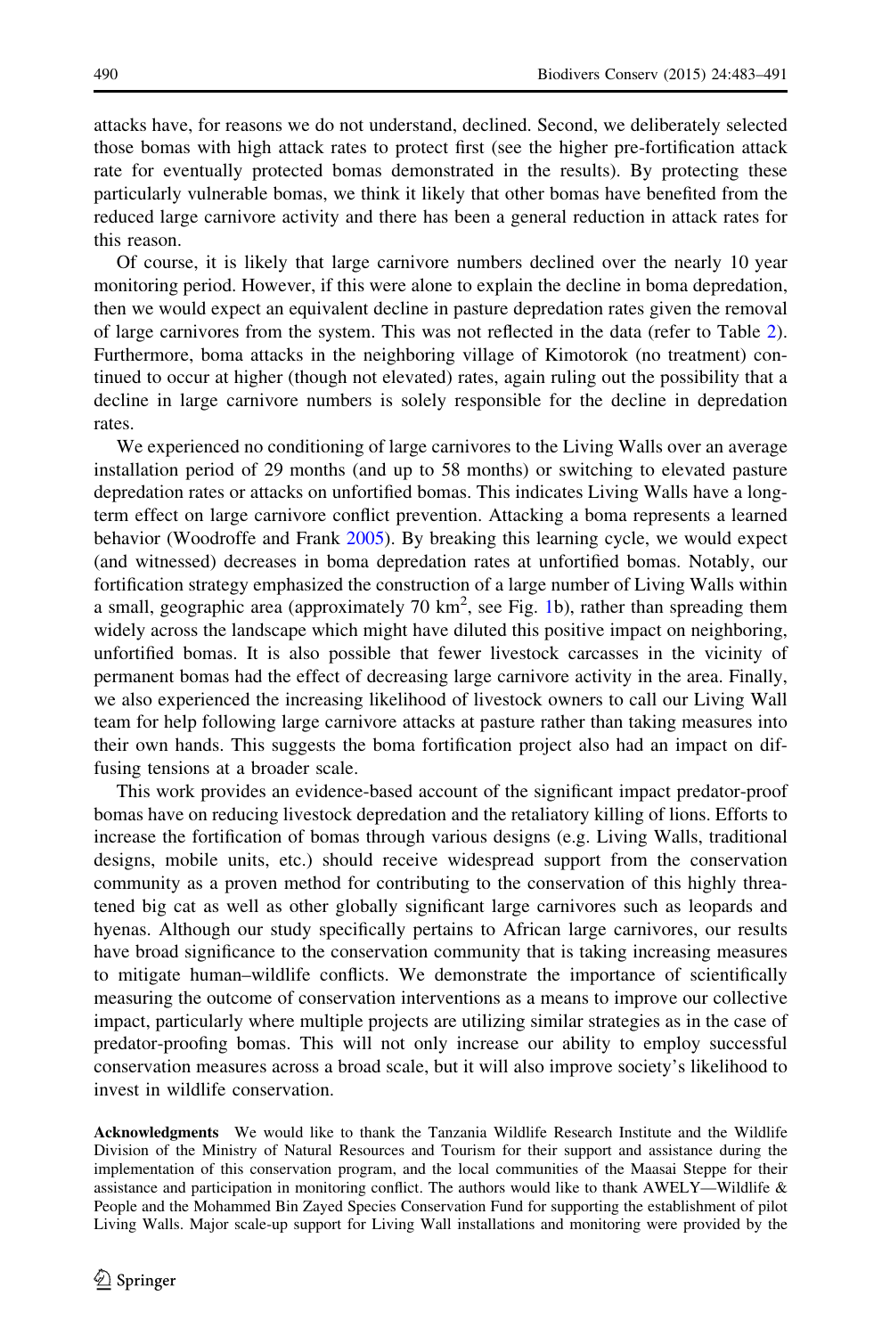attacks have, for reasons we do not understand, declined. Second, we deliberately selected those bomas with high attack rates to protect first (see the higher pre-fortification attack rate for eventually protected bomas demonstrated in the results). By protecting these particularly vulnerable bomas, we think it likely that other bomas have benefited from the reduced large carnivore activity and there has been a general reduction in attack rates for this reason.

Of course, it is likely that large carnivore numbers declined over the nearly 10 year monitoring period. However, if this were alone to explain the decline in boma depredation, then we would expect an equivalent decline in pasture depredation rates given the removal of large carnivores from the system. This was not reflected in the data (refer to Table 2). Furthermore, boma attacks in the neighboring village of Kimotorok (no treatment) continued to occur at higher (though not elevated) rates, again ruling out the possibility that a decline in large carnivore numbers is solely responsible for the decline in depredation rates.

We experienced no conditioning of large carnivores to the Living Walls over an average installation period of 29 months (and up to 58 months) or switching to elevated pasture depredation rates or attacks on unfortified bomas. This indicates Living Walls have a long-term effect on large carnivore conflict prevention. Attacking a boma represents a learned behavior (Woodroffe and Frank 2005). By breaking this learning cycle, we would expect (and witnessed) decreases in boma depredation rates at unfortified bomas. Notably, our fortification strategy emphasized the construction of a large number of Living Walls within a small, geographic area (approximately 70 km$^2$, see Fig. 1b), rather than spreading them widely across the landscape which might have diluted this positive impact on neighboring, unfortified bomas. It is also possible that fewer livestock carcasses in the vicinity of permanent bomas had the effect of decreasing large carnivore activity in the area. Finally, we also experienced the increasing likelihood of livestock owners to call our Living Wall team for help following large carnivore attacks at pasture rather than taking measures into their own hands. This suggests the boma fortification project also had an impact on diffusing tensions at a broader scale.

This work provides an evidence-based account of the significant impact predator-proof bomas have on reducing livestock depredation and the retaliatory killing of lions. Efforts to increase the fortification of bomas through various designs (e.g. Living Walls, traditional designs, mobile units, etc.) should receive widespread support from the conservation community as a proven method for contributing to the conservation of this highly threatened big cat as well as other globally significant large carnivores such as leopards and hyenas. Although our study specifically pertains to African large carnivores, our results have broad significance to the conservation community that is taking increasing measures to mitigate human–wildlife conflicts. We demonstrate the importance of scientifically measuring the outcome of conservation interventions as a means to improve our collective impact, particularly where multiple projects are utilizing similar strategies as in the case of predator-proofing bomas. This will not only increase our ability to employ successful conservation measures across a broad scale, but it will also improve society's likelihood to invest in wildlife conservation.

**Acknowledgments** We would like to thank the Tanzania Wildlife Research Institute and the Wildlife Division of the Ministry of Natural Resources and Tourism for their support and assistance during the implementation of this conservation program, and the local communities of the Maasai Steppe for their assistance and participation in monitoring conflict. The authors would like to thank AWELY—Wildlife & People and the Mohammed Bin Zayed Species Conservation Fund for supporting the establishment of pilot Living Walls. Major scale-up support for Living Wall installations and monitoring were provided by the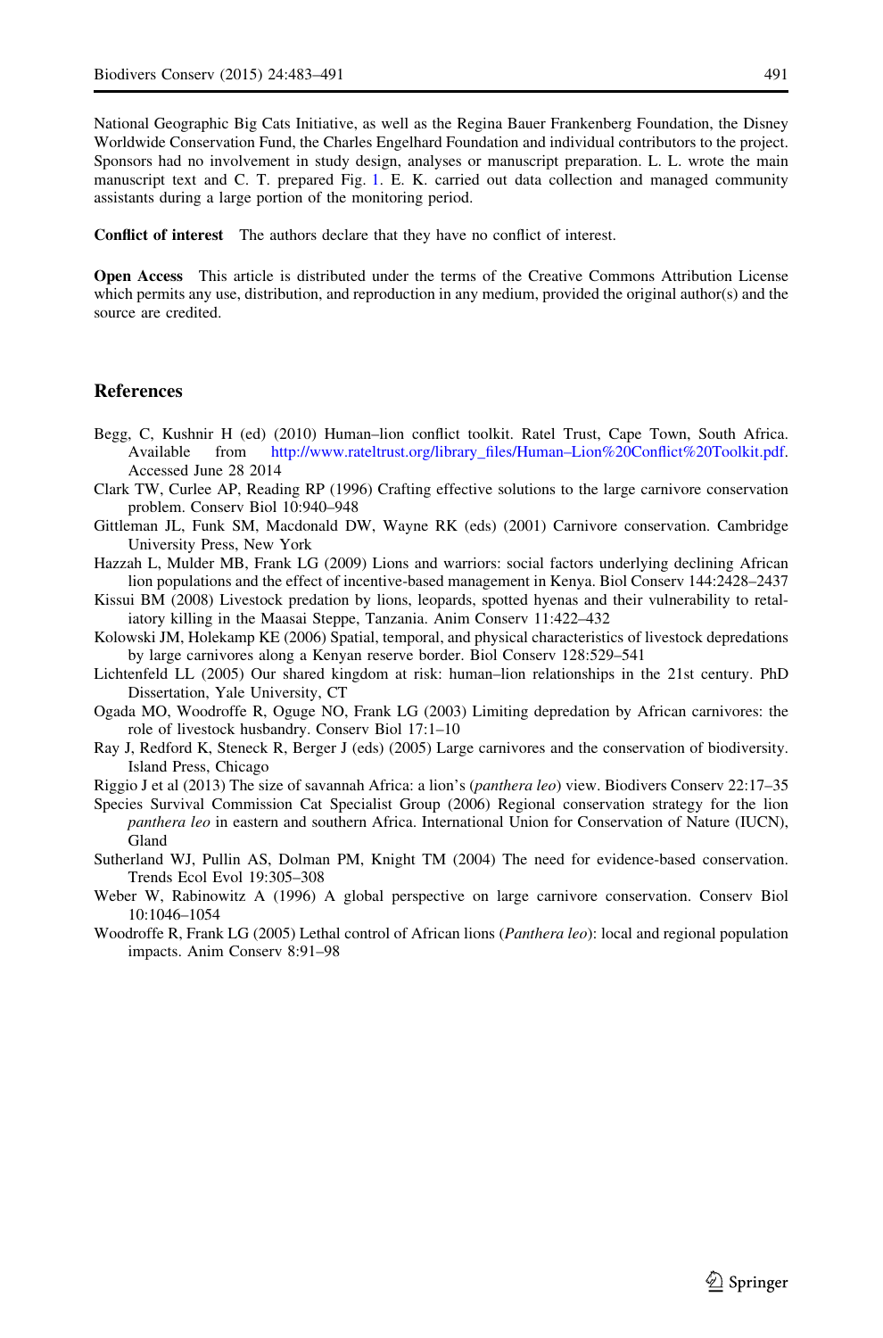National Geographic Big Cats Initiative, as well as the Regina Bauer Frankenberg Foundation, the Disney Worldwide Conservation Fund, the Charles Engelhard Foundation and individual contributors to the project. Sponsors had no involvement in study design, analyses or manuscript preparation. L. L. wrote the main manuscript text and C. T. prepared Fig. 1. E. K. carried out data collection and managed community assistants during a large portion of the monitoring period.

**Conflict of interest** The authors declare that they have no conflict of interest.

**Open Access** This article is distributed under the terms of the Creative Commons Attribution License which permits any use, distribution, and reproduction in any medium, provided the original author(s) and the source are credited.

## References

Begg, C, Kushnir H (ed) (2010) Human–lion conflict toolkit. Ratel Trust, Cape Town, South Africa. Available from http://www.rateltrust.org/library_files/Human–Lion%20Conflict%20Toolkit.pdf. Accessed June 28 2014

Clark TW, Curlee AP, Reading RP (1996) Crafting effective solutions to the large carnivore conservation problem. Conserv Biol 10:940–948

Gittleman JL, Funk SM, Macdonald DW, Wayne RK (eds) (2001) Carnivore conservation. Cambridge University Press, New York

Hazzah L, Mulder MB, Frank LG (2009) Lions and warriors: social factors underlying declining African lion populations and the effect of incentive-based management in Kenya. Biol Conserv 144:2428–2437

Kissui BM (2008) Livestock predation by lions, leopards, spotted hyenas and their vulnerability to retaliatory killing in the Maasai Steppe, Tanzania. Anim Conserv 11:422–432

Kolowski JM, Holekamp KE (2006) Spatial, temporal, and physical characteristics of livestock depredations by large carnivores along a Kenyan reserve border. Biol Conserv 128:529–541

Lichtenfeld LL (2005) Our shared kingdom at risk: human–lion relationships in the 21st century. PhD Dissertation, Yale University, CT

Ogada MO, Woodroffe R, Oguge NO, Frank LG (2003) Limiting depredation by African carnivores: the role of livestock husbandry. Conserv Biol 17:1–10

Ray J, Redford K, Steneck R, Berger J (eds) (2005) Large carnivores and the conservation of biodiversity. Island Press, Chicago

Riggio J et al (2013) The size of savannah Africa: a lion's (*panthera leo*) view. Biodivers Conserv 22:17–35

Species Survival Commission Cat Specialist Group (2006) Regional conservation strategy for the lion *panthera leo* in eastern and southern Africa. International Union for Conservation of Nature (IUCN), Gland

Sutherland WJ, Pullin AS, Dolman PM, Knight TM (2004) The need for evidence-based conservation. Trends Ecol Evol 19:305–308

Weber W, Rabinowitz A (1996) A global perspective on large carnivore conservation. Conserv Biol 10:1046–1054

Woodroffe R, Frank LG (2005) Lethal control of African lions (*Panthera leo*): local and regional population impacts. Anim Conserv 8:91–98